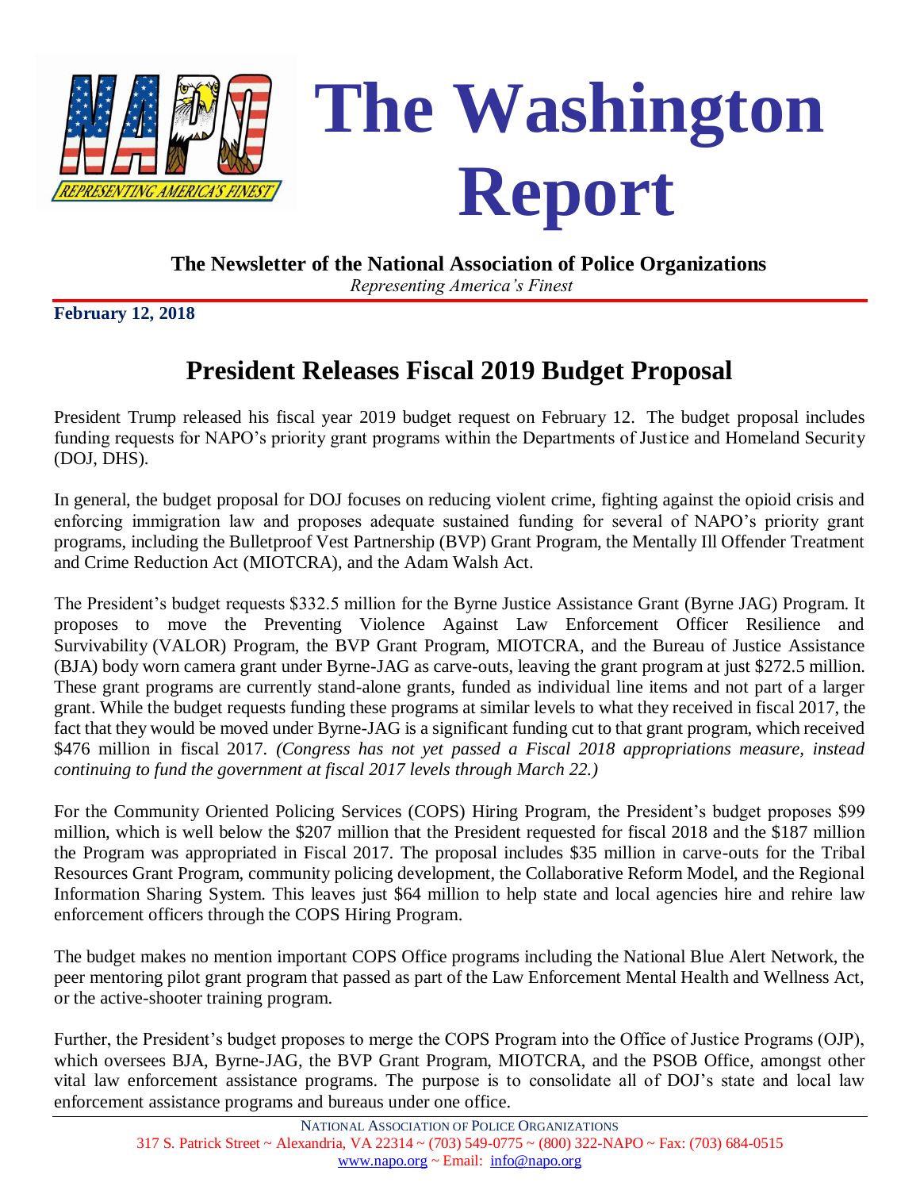# The Washington Report

**The Newsletter of the National Association of Police Organizations**

*Representing America's Finest*

**February 12, 2018**

## President Releases Fiscal 2019 Budget Proposal

President Trump released his fiscal year 2019 budget request on February 12. The budget proposal includes funding requests for NAPO's priority grant programs within the Departments of Justice and Homeland Security (DOJ, DHS).

In general, the budget proposal for DOJ focuses on reducing violent crime, fighting against the opioid crisis and enforcing immigration law and proposes adequate sustained funding for several of NAPO's priority grant programs, including the Bulletproof Vest Partnership (BVP) Grant Program, the Mentally Ill Offender Treatment and Crime Reduction Act (MIOTCRA), and the Adam Walsh Act.

The President's budget requests $332.5 million for the Byrne Justice Assistance Grant (Byrne JAG) Program. It proposes to move the Preventing Violence Against Law Enforcement Officer Resilience and Survivability (VALOR) Program, the BVP Grant Program, MIOTCRA, and the Bureau of Justice Assistance (BJA) body worn camera grant under Byrne-JAG as carve-outs, leaving the grant program at just $272.5 million. These grant programs are currently stand-alone grants, funded as individual line items and not part of a larger grant. While the budget requests funding these programs at similar levels to what they received in fiscal 2017, the fact that they would be moved under Byrne-JAG is a significant funding cut to that grant program, which received $476 million in fiscal 2017. *(Congress has not yet passed a Fiscal 2018 appropriations measure, instead continuing to fund the government at fiscal 2017 levels through March 22.)*

For the Community Oriented Policing Services (COPS) Hiring Program, the President's budget proposes $99 million, which is well below the $207 million that the President requested for fiscal 2018 and the $187 million the Program was appropriated in Fiscal 2017. The proposal includes $35 million in carve-outs for the Tribal Resources Grant Program, community policing development, the Collaborative Reform Model, and the Regional Information Sharing System. This leaves just $64 million to help state and local agencies hire and rehire law enforcement officers through the COPS Hiring Program.

The budget makes no mention important COPS Office programs including the National Blue Alert Network, the peer mentoring pilot grant program that passed as part of the Law Enforcement Mental Health and Wellness Act, or the active-shooter training program.

Further, the President's budget proposes to merge the COPS Program into the Office of Justice Programs (OJP), which oversees BJA, Byrne-JAG, the BVP Grant Program, MIOTCRA, and the PSOB Office, amongst other vital law enforcement assistance programs. The purpose is to consolidate all of DOJ's state and local law enforcement assistance programs and bureaus under one office.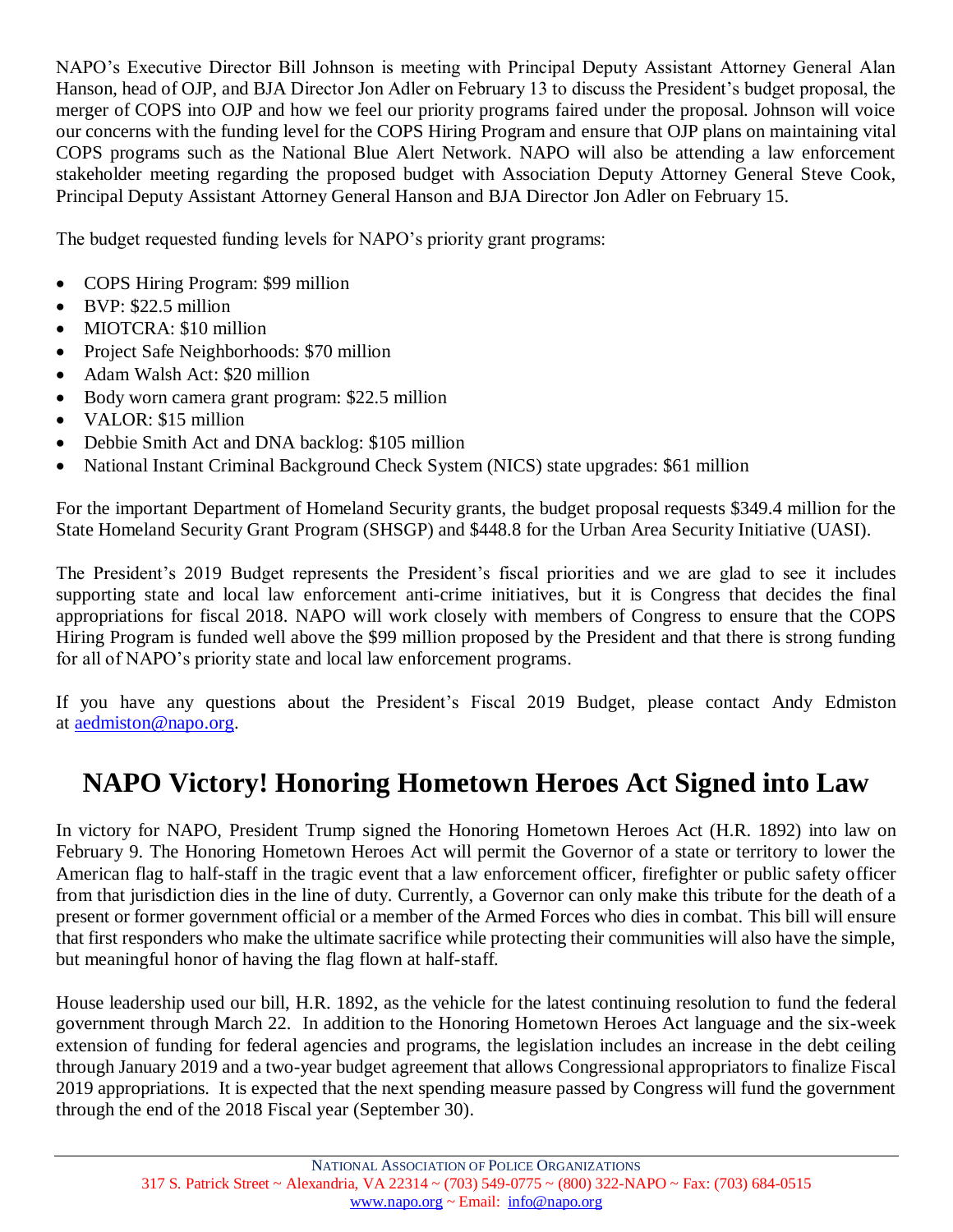NAPO's Executive Director Bill Johnson is meeting with Principal Deputy Assistant Attorney General Alan Hanson, head of OJP, and BJA Director Jon Adler on February 13 to discuss the President's budget proposal, the merger of COPS into OJP and how we feel our priority programs faired under the proposal. Johnson will voice our concerns with the funding level for the COPS Hiring Program and ensure that OJP plans on maintaining vital COPS programs such as the National Blue Alert Network. NAPO will also be attending a law enforcement stakeholder meeting regarding the proposed budget with Association Deputy Attorney General Steve Cook, Principal Deputy Assistant Attorney General Hanson and BJA Director Jon Adler on February 15.

The budget requested funding levels for NAPO's priority grant programs:

- COPS Hiring Program: $99 million
- BVP: $22.5 million
- MIOTCRA: $10 million
- Project Safe Neighborhoods: $70 million
- Adam Walsh Act: $20 million
- Body worn camera grant program: $22.5 million
- VALOR: $15 million
- Debbie Smith Act and DNA backlog: $105 million
- National Instant Criminal Background Check System (NICS) state upgrades: $61 million

For the important Department of Homeland Security grants, the budget proposal requests $349.4 million for the State Homeland Security Grant Program (SHSGP) and $448.8 for the Urban Area Security Initiative (UASI).

The President's 2019 Budget represents the President's fiscal priorities and we are glad to see it includes supporting state and local law enforcement anti-crime initiatives, but it is Congress that decides the final appropriations for fiscal 2018. NAPO will work closely with members of Congress to ensure that the COPS Hiring Program is funded well above the $99 million proposed by the President and that there is strong funding for all of NAPO's priority state and local law enforcement programs.

If you have any questions about the President's Fiscal 2019 Budget, please contact Andy Edmiston at aedmiston@napo.org.

## NAPO Victory! Honoring Hometown Heroes Act Signed into Law

In victory for NAPO, President Trump signed the Honoring Hometown Heroes Act (H.R. 1892) into law on February 9. The Honoring Hometown Heroes Act will permit the Governor of a state or territory to lower the American flag to half-staff in the tragic event that a law enforcement officer, firefighter or public safety officer from that jurisdiction dies in the line of duty. Currently, a Governor can only make this tribute for the death of a present or former government official or a member of the Armed Forces who dies in combat. This bill will ensure that first responders who make the ultimate sacrifice while protecting their communities will also have the simple, but meaningful honor of having the flag flown at half-staff.

House leadership used our bill, H.R. 1892, as the vehicle for the latest continuing resolution to fund the federal government through March 22. In addition to the Honoring Hometown Heroes Act language and the six-week extension of funding for federal agencies and programs, the legislation includes an increase in the debt ceiling through January 2019 and a two-year budget agreement that allows Congressional appropriators to finalize Fiscal 2019 appropriations. It is expected that the next spending measure passed by Congress will fund the government through the end of the 2018 Fiscal year (September 30).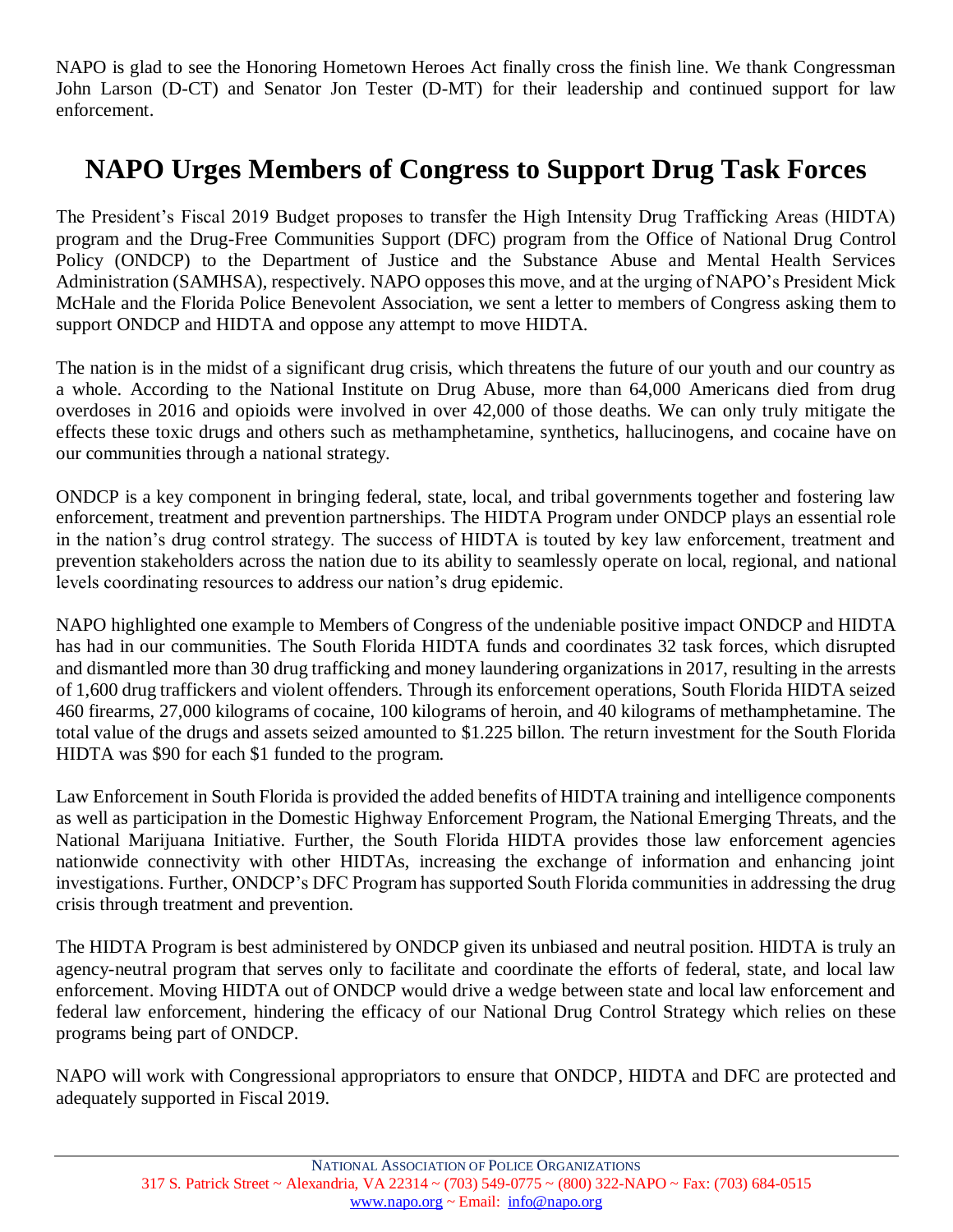NAPO is glad to see the Honoring Hometown Heroes Act finally cross the finish line. We thank Congressman John Larson (D-CT) and Senator Jon Tester (D-MT) for their leadership and continued support for law enforcement.

# NAPO Urges Members of Congress to Support Drug Task Forces

The President's Fiscal 2019 Budget proposes to transfer the High Intensity Drug Trafficking Areas (HIDTA) program and the Drug-Free Communities Support (DFC) program from the Office of National Drug Control Policy (ONDCP) to the Department of Justice and the Substance Abuse and Mental Health Services Administration (SAMHSA), respectively. NAPO opposes this move, and at the urging of NAPO's President Mick McHale and the Florida Police Benevolent Association, we sent a letter to members of Congress asking them to support ONDCP and HIDTA and oppose any attempt to move HIDTA.

The nation is in the midst of a significant drug crisis, which threatens the future of our youth and our country as a whole. According to the National Institute on Drug Abuse, more than 64,000 Americans died from drug overdoses in 2016 and opioids were involved in over 42,000 of those deaths. We can only truly mitigate the effects these toxic drugs and others such as methamphetamine, synthetics, hallucinogens, and cocaine have on our communities through a national strategy.

ONDCP is a key component in bringing federal, state, local, and tribal governments together and fostering law enforcement, treatment and prevention partnerships. The HIDTA Program under ONDCP plays an essential role in the nation's drug control strategy. The success of HIDTA is touted by key law enforcement, treatment and prevention stakeholders across the nation due to its ability to seamlessly operate on local, regional, and national levels coordinating resources to address our nation's drug epidemic.

NAPO highlighted one example to Members of Congress of the undeniable positive impact ONDCP and HIDTA has had in our communities. The South Florida HIDTA funds and coordinates 32 task forces, which disrupted and dismantled more than 30 drug trafficking and money laundering organizations in 2017, resulting in the arrests of 1,600 drug traffickers and violent offenders. Through its enforcement operations, South Florida HIDTA seized 460 firearms, 27,000 kilograms of cocaine, 100 kilograms of heroin, and 40 kilograms of methamphetamine. The total value of the drugs and assets seized amounted to $1.225 billon. The return investment for the South Florida HIDTA was $90 for each $1 funded to the program.

Law Enforcement in South Florida is provided the added benefits of HIDTA training and intelligence components as well as participation in the Domestic Highway Enforcement Program, the National Emerging Threats, and the National Marijuana Initiative. Further, the South Florida HIDTA provides those law enforcement agencies nationwide connectivity with other HIDTAs, increasing the exchange of information and enhancing joint investigations. Further, ONDCP's DFC Program has supported South Florida communities in addressing the drug crisis through treatment and prevention.

The HIDTA Program is best administered by ONDCP given its unbiased and neutral position. HIDTA is truly an agency-neutral program that serves only to facilitate and coordinate the efforts of federal, state, and local law enforcement. Moving HIDTA out of ONDCP would drive a wedge between state and local law enforcement and federal law enforcement, hindering the efficacy of our National Drug Control Strategy which relies on these programs being part of ONDCP.

NAPO will work with Congressional appropriators to ensure that ONDCP, HIDTA and DFC are protected and adequately supported in Fiscal 2019.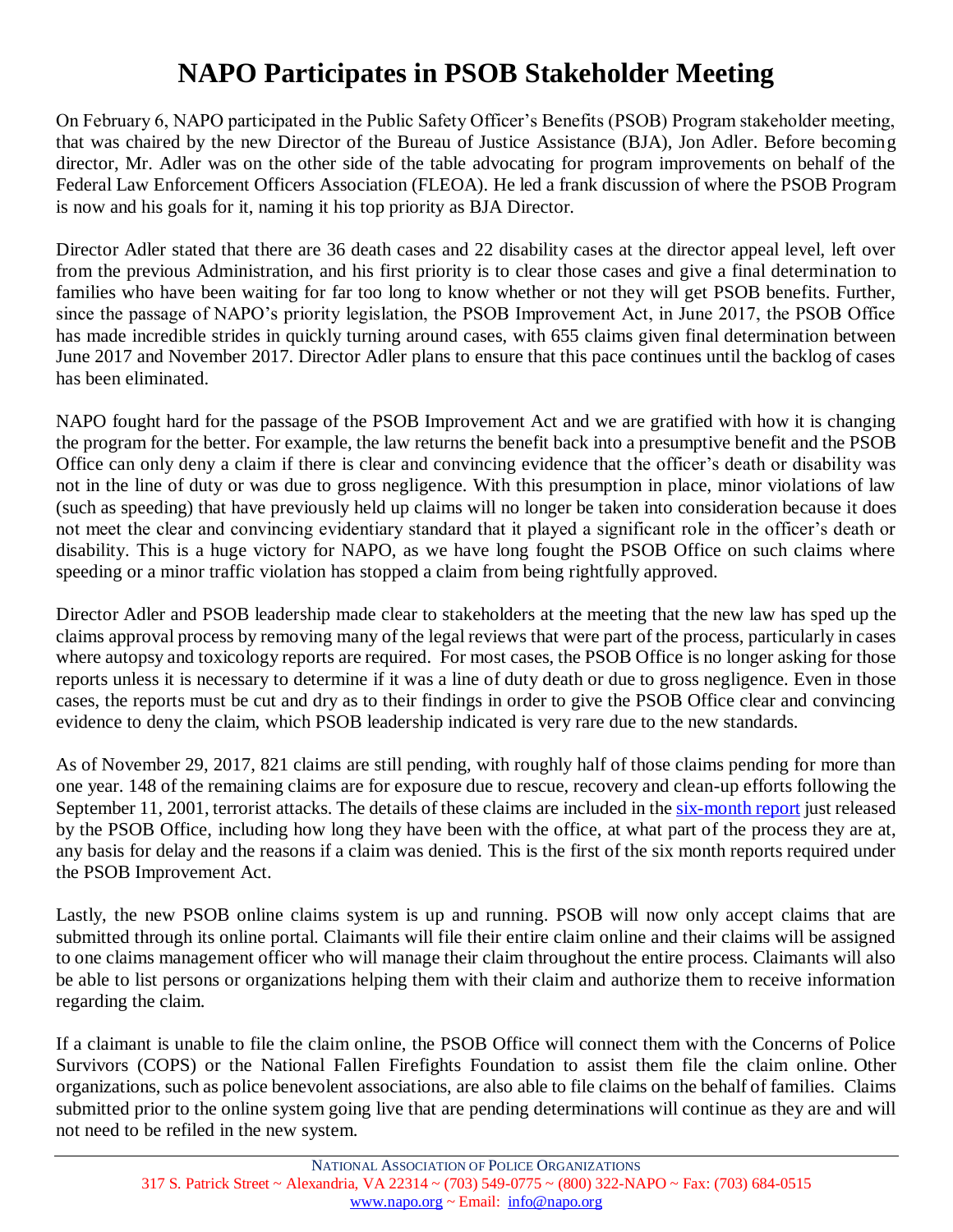# NAPO Participates in PSOB Stakeholder Meeting

On February 6, NAPO participated in the Public Safety Officer's Benefits (PSOB) Program stakeholder meeting, that was chaired by the new Director of the Bureau of Justice Assistance (BJA), Jon Adler. Before becoming director, Mr. Adler was on the other side of the table advocating for program improvements on behalf of the Federal Law Enforcement Officers Association (FLEOA). He led a frank discussion of where the PSOB Program is now and his goals for it, naming it his top priority as BJA Director.

Director Adler stated that there are 36 death cases and 22 disability cases at the director appeal level, left over from the previous Administration, and his first priority is to clear those cases and give a final determination to families who have been waiting for far too long to know whether or not they will get PSOB benefits. Further, since the passage of NAPO's priority legislation, the PSOB Improvement Act, in June 2017, the PSOB Office has made incredible strides in quickly turning around cases, with 655 claims given final determination between June 2017 and November 2017. Director Adler plans to ensure that this pace continues until the backlog of cases has been eliminated.

NAPO fought hard for the passage of the PSOB Improvement Act and we are gratified with how it is changing the program for the better. For example, the law returns the benefit back into a presumptive benefit and the PSOB Office can only deny a claim if there is clear and convincing evidence that the officer's death or disability was not in the line of duty or was due to gross negligence. With this presumption in place, minor violations of law (such as speeding) that have previously held up claims will no longer be taken into consideration because it does not meet the clear and convincing evidentiary standard that it played a significant role in the officer's death or disability. This is a huge victory for NAPO, as we have long fought the PSOB Office on such claims where speeding or a minor traffic violation has stopped a claim from being rightfully approved.

Director Adler and PSOB leadership made clear to stakeholders at the meeting that the new law has sped up the claims approval process by removing many of the legal reviews that were part of the process, particularly in cases where autopsy and toxicology reports are required. For most cases, the PSOB Office is no longer asking for those reports unless it is necessary to determine if it was a line of duty death or due to gross negligence. Even in those cases, the reports must be cut and dry as to their findings in order to give the PSOB Office clear and convincing evidence to deny the claim, which PSOB leadership indicated is very rare due to the new standards.

As of November 29, 2017, 821 claims are still pending, with roughly half of those claims pending for more than one year. 148 of the remaining claims are for exposure due to rescue, recovery and clean-up efforts following the September 11, 2001, terrorist attacks. The details of these claims are included in the six-month report just released by the PSOB Office, including how long they have been with the office, at what part of the process they are at, any basis for delay and the reasons if a claim was denied. This is the first of the six month reports required under the PSOB Improvement Act.

Lastly, the new PSOB online claims system is up and running. PSOB will now only accept claims that are submitted through its online portal. Claimants will file their entire claim online and their claims will be assigned to one claims management officer who will manage their claim throughout the entire process. Claimants will also be able to list persons or organizations helping them with their claim and authorize them to receive information regarding the claim.

If a claimant is unable to file the claim online, the PSOB Office will connect them with the Concerns of Police Survivors (COPS) or the National Fallen Firefights Foundation to assist them file the claim online. Other organizations, such as police benevolent associations, are also able to file claims on the behalf of families. Claims submitted prior to the online system going live that are pending determinations will continue as they are and will not need to be refiled in the new system.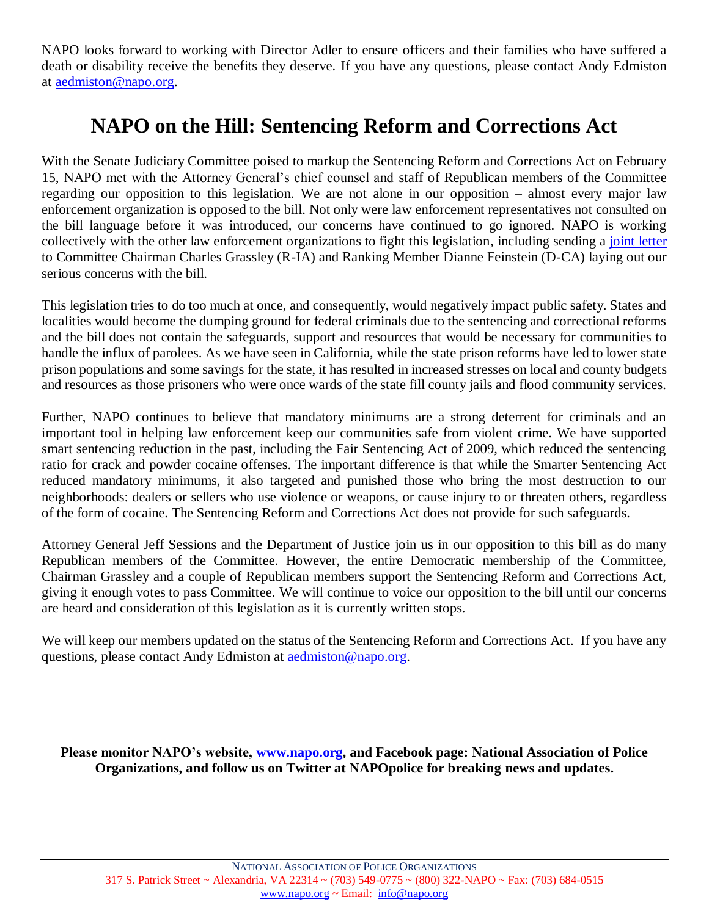NAPO looks forward to working with Director Adler to ensure officers and their families who have suffered a death or disability receive the benefits they deserve. If you have any questions, please contact Andy Edmiston at [aedmiston@napo.org](mailto:aedmiston@napo.org).

# NAPO on the Hill: Sentencing Reform and Corrections Act

With the Senate Judiciary Committee poised to markup the Sentencing Reform and Corrections Act on February 15, NAPO met with the Attorney General's chief counsel and staff of Republican members of the Committee regarding our opposition to this legislation. We are not alone in our opposition – almost every major law enforcement organization is opposed to the bill. Not only were law enforcement representatives not consulted on the bill language before it was introduced, our concerns have continued to go ignored. NAPO is working collectively with the other law enforcement organizations to fight this legislation, including sending a joint letter to Committee Chairman Charles Grassley (R-IA) and Ranking Member Dianne Feinstein (D-CA) laying out our serious concerns with the bill.

This legislation tries to do too much at once, and consequently, would negatively impact public safety. States and localities would become the dumping ground for federal criminals due to the sentencing and correctional reforms and the bill does not contain the safeguards, support and resources that would be necessary for communities to handle the influx of parolees. As we have seen in California, while the state prison reforms have led to lower state prison populations and some savings for the state, it has resulted in increased stresses on local and county budgets and resources as those prisoners who were once wards of the state fill county jails and flood community services.

Further, NAPO continues to believe that mandatory minimums are a strong deterrent for criminals and an important tool in helping law enforcement keep our communities safe from violent crime. We have supported smart sentencing reduction in the past, including the Fair Sentencing Act of 2009, which reduced the sentencing ratio for crack and powder cocaine offenses. The important difference is that while the Smarter Sentencing Act reduced mandatory minimums, it also targeted and punished those who bring the most destruction to our neighborhoods: dealers or sellers who use violence or weapons, or cause injury to or threaten others, regardless of the form of cocaine. The Sentencing Reform and Corrections Act does not provide for such safeguards.

Attorney General Jeff Sessions and the Department of Justice join us in our opposition to this bill as do many Republican members of the Committee. However, the entire Democratic membership of the Committee, Chairman Grassley and a couple of Republican members support the Sentencing Reform and Corrections Act, giving it enough votes to pass Committee. We will continue to voice our opposition to the bill until our concerns are heard and consideration of this legislation as it is currently written stops.

We will keep our members updated on the status of the Sentencing Reform and Corrections Act. If you have any questions, please contact Andy Edmiston at [aedmiston@napo.org](mailto:aedmiston@napo.org).

**Please monitor NAPO's website, www.napo.org, and Facebook page: National Association of Police Organizations, and follow us on Twitter at NAPOpolice for breaking news and updates.**